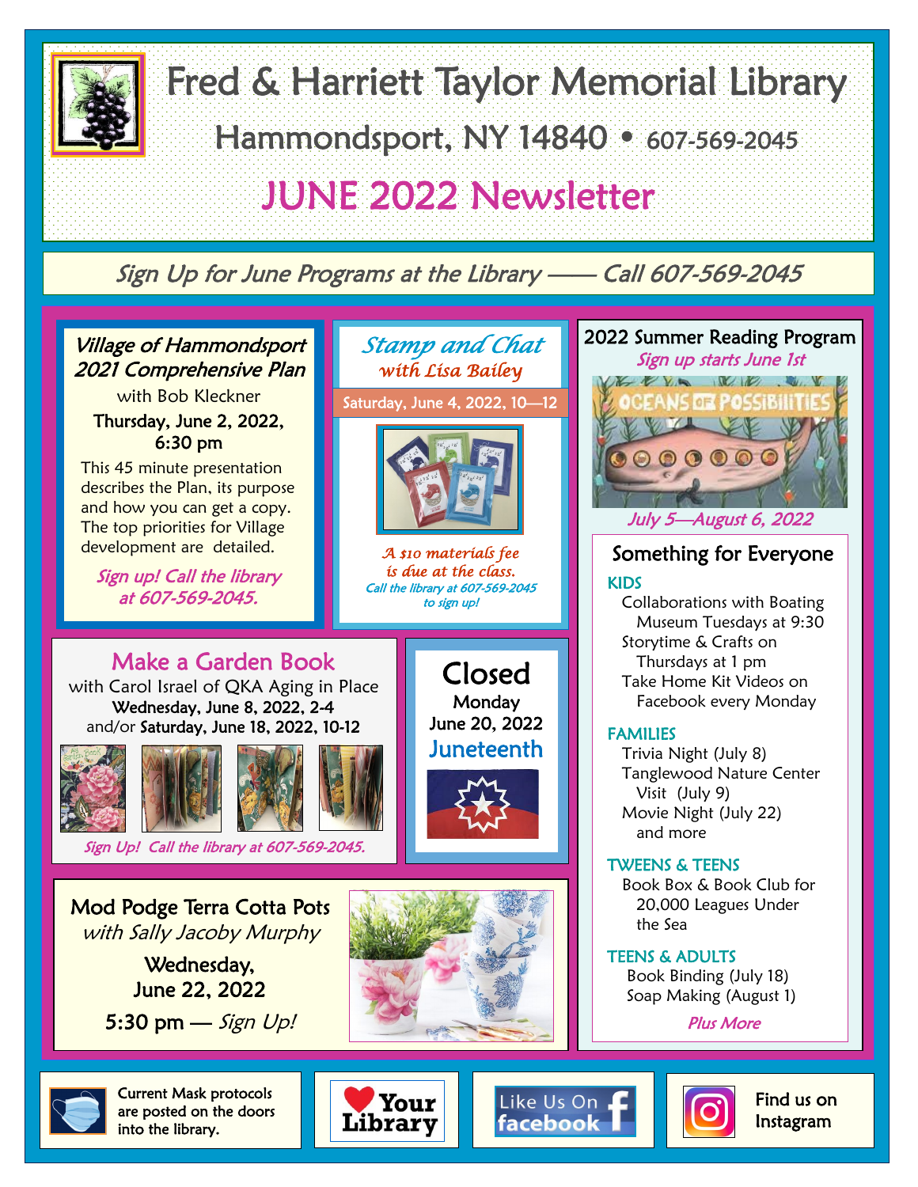# Fred & Harriett Taylor Memorial Library

Hammondsport, NY 14840 • 607-569-2045

## JUNE 2022 Newsletter

*Sign Up for June Programs at the Library —— Call 607-569-2045*

### *Village of Hammondsport 2021 Comprehensive Plan*

with Bob Kleckner

**Thursday, June 2, 2022, 6:30 pm**

This 45 minute presentation describes the Plan, its purpose and how you can get a copy. The top priorities for Village development are detailed.

*Sign up! Call the library at 607-569-2045.*

### *Stamp and Chat*

*with Lisa Bailey*

Saturday, June 4, 2022, 10—12

*A $10 materials fee is due at the class.*

*Call the library at 607-569-2045 to sign up!*

### Make a Garden Book

with Carol Israel of QKA Aging in Place

**Wednesday, June 8, 2022, 2-4**
and/or **Saturday, June 18, 2022, 10-12**

*Sign Up! Call the library at 607-569-2045.*

### Closed

Monday
June 20, 2022
**Juneteenth**

### Mod Podge Terra Cotta Pots

*with Sally Jacoby Murphy*

Wednesday,
June 22, 2022

5:30 pm — *Sign Up!*

### 2022 Summer Reading Program

*Sign up starts June 1st*

OCEANS OF POSSIBILITIES

*July 5—August 6, 2022*

#### Something for Everyone

**KIDS**
- Collaborations with Boating Museum Tuesdays at 9:30
- Storytime & Crafts on Thursdays at 1 pm
- Take Home Kit Videos on Facebook every Monday

**FAMILIES**
- Trivia Night (July 8)
- Tanglewood Nature Center Visit (July 9)
- Movie Night (July 22) and more

**TWEENS & TEENS**
- Book Box & Book Club for 20,000 Leagues Under the Sea

**TEENS & ADULTS**
- Book Binding (July 18)
- Soap Making (August 1)

*Plus More*

---

Current Mask protocols are posted on the doors into the library.

Your Library

Like Us On facebook

Find us on Instagram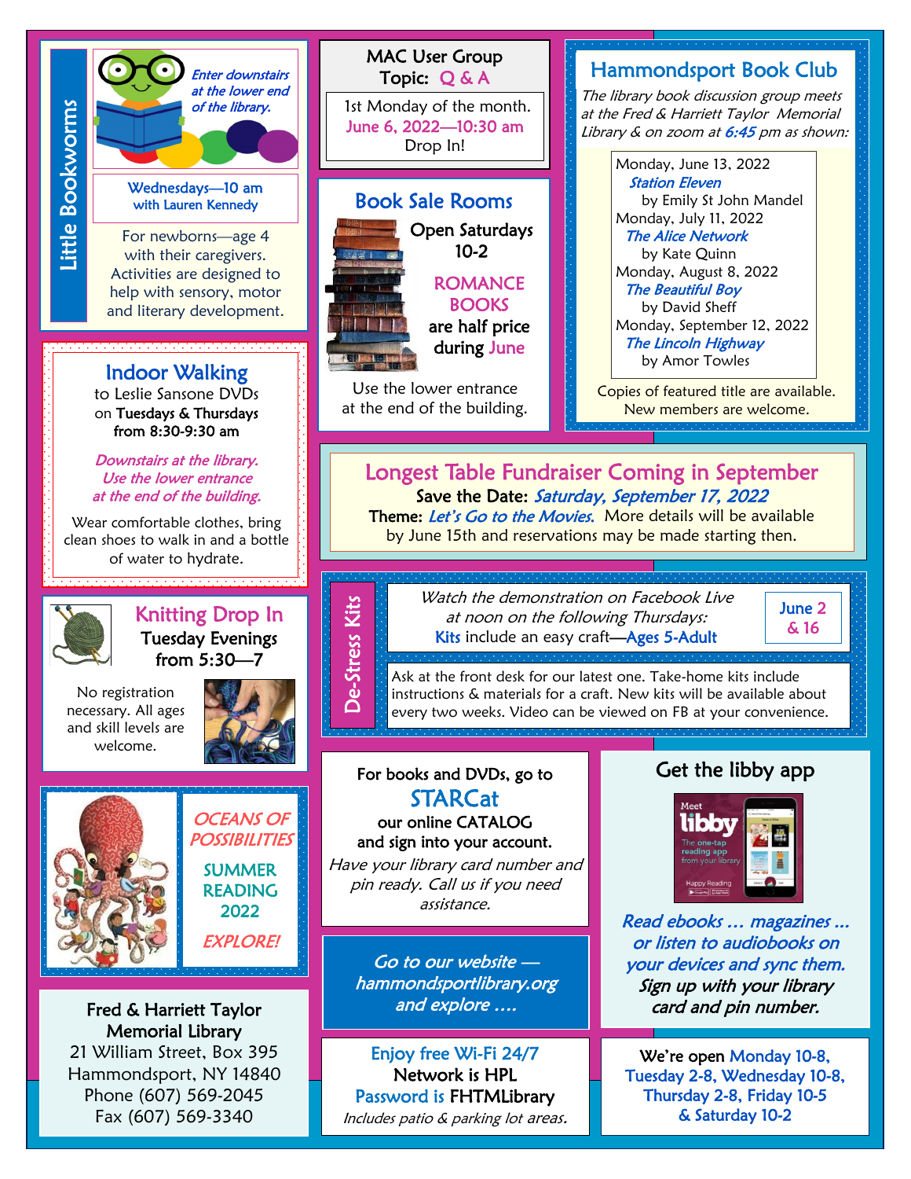## Little Bookworms

*Enter downstairs at the lower end of the library.*

**Wednesdays—10 am with Lauren Kennedy**

For newborns—age 4 with their caregivers. Activities are designed to help with sensory, motor and literary development.

## MAC User Group

**Topic: Q & A**

1st Monday of the month.
June 6, 2022—10:30 am
Drop In!

## Hammondsport Book Club

*The library book discussion group meets at the Fred & Harriett Taylor Memorial Library & on zoom at 6:45 pm as shown:*

Monday, June 13, 2022
*Station Eleven*
by Emily St John Mandel

Monday, July 11, 2022
*The Alice Network*
by Kate Quinn

Monday, August 8, 2022
*The Beautiful Boy*
by David Sheff

Monday, September 12, 2022
*The Lincoln Highway*
by Amor Towles

Copies of featured title are available. New members are welcome.

## Book Sale Rooms

**Open Saturdays 10-2**

**ROMANCE BOOKS are half price during June**

Use the lower entrance at the end of the building.

## Indoor Walking

to Leslie Sansone DVDs on **Tuesdays & Thursdays from 8:30-9:30 am**

*Downstairs at the library. Use the lower entrance at the end of the building.*

Wear comfortable clothes, bring clean shoes to walk in and a bottle of water to hydrate.

## Longest Table Fundraiser Coming in September

**Save the Date:** *Saturday, September 17, 2022*

**Theme:** *Let's Go to the Movies.* More details will be available by June 15th and reservations may be made starting then.

## Knitting Drop In

**Tuesday Evenings from 5:30—7**

No registration necessary. All ages and skill levels are welcome.

## De-Stress Kits

*Watch the demonstration on Facebook Live at noon on the following Thursdays:*

**June 2 & 16**

Kits include an easy craft—Ages 5-Adult

Ask at the front desk for our latest one. Take-home kits include instructions & materials for a craft. New kits will be available about every two weeks. Video can be viewed on FB at your convenience.

*OCEANS OF POSSIBILITIES*

**SUMMER READING 2022**

*EXPLORE!*

For books and DVDs, go to

## STARCat

**our online CATALOG and sign into your account.**

*Have your library card number and pin ready. Call us if you need assistance.*

## Get the libby app

*Read ebooks ... magazines ... or listen to audiobooks on your devices and sync them.*
***Sign up with your library card and pin number.***

*Go to our website — hammondsportlibrary.org and explore ....*

**Fred & Harriett Taylor Memorial Library**
21 William Street, Box 395
Hammondsport, NY 14840
Phone (607) 569-2045
Fax (607) 569-3340

**Enjoy free Wi-Fi 24/7**
**Network is HPL**
**Password is FHTMLibrary**
*Includes patio & parking lot areas.*

**We're open Monday 10-8, Tuesday 2-8, Wednesday 10-8, Thursday 2-8, Friday 10-5 & Saturday 10-2**